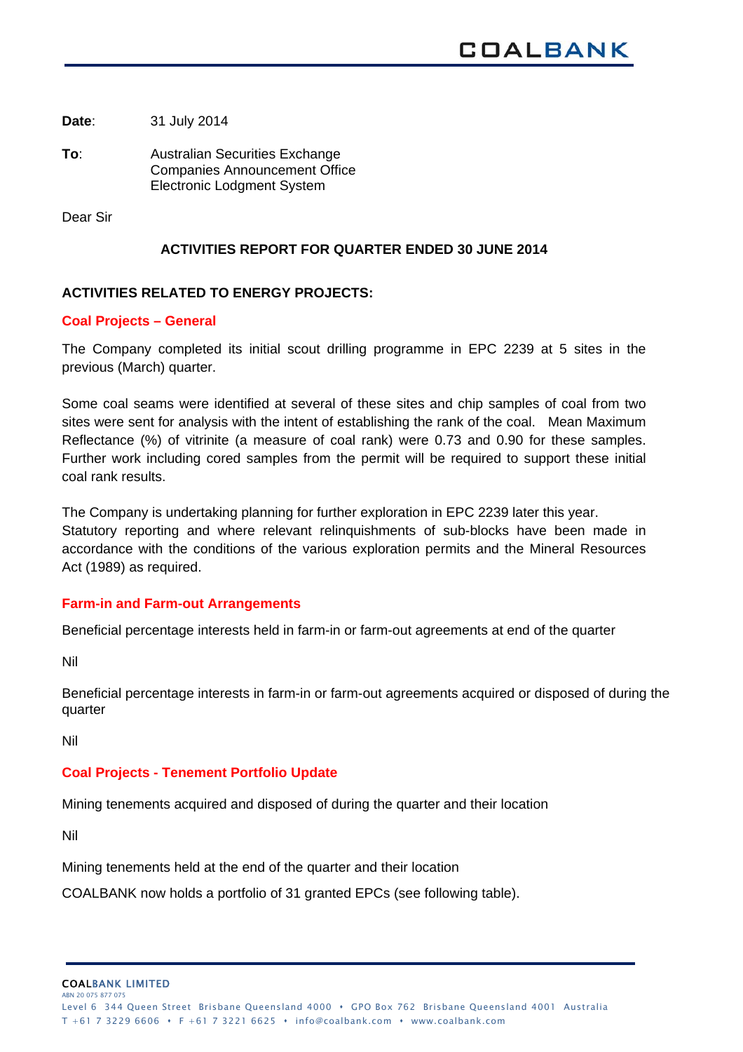**Date**: 31 July 2014

**To**: Australian Securities Exchange
Companies Announcement Office
Electronic Lodgment System

Dear Sir

## ACTIVITIES REPORT FOR QUARTER ENDED 30 JUNE 2014

### ACTIVITIES RELATED TO ENERGY PROJECTS:

#### Coal Projects – General

The Company completed its initial scout drilling programme in EPC 2239 at 5 sites in the previous (March) quarter.

Some coal seams were identified at several of these sites and chip samples of coal from two sites were sent for analysis with the intent of establishing the rank of the coal. Mean Maximum Reflectance (%) of vitrinite (a measure of coal rank) were 0.73 and 0.90 for these samples. Further work including cored samples from the permit will be required to support these initial coal rank results.

The Company is undertaking planning for further exploration in EPC 2239 later this year.
Statutory reporting and where relevant relinquishments of sub-blocks have been made in accordance with the conditions of the various exploration permits and the Mineral Resources Act (1989) as required.

#### Farm-in and Farm-out Arrangements

Beneficial percentage interests held in farm-in or farm-out agreements at end of the quarter

Nil

Beneficial percentage interests in farm-in or farm-out agreements acquired or disposed of during the quarter

Nil

#### Coal Projects - Tenement Portfolio Update

Mining tenements acquired and disposed of during the quarter and their location

Nil

Mining tenements held at the end of the quarter and their location

COALBANK now holds a portfolio of 31 granted EPCs (see following table).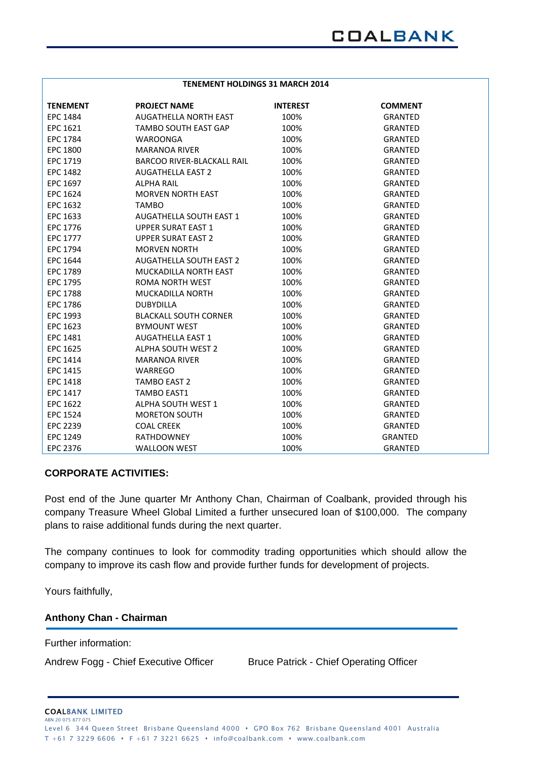**TENEMENT HOLDINGS 31 MARCH 2014**

| TENEMENT | PROJECT NAME | INTEREST | COMMENT |
|---|---|---|---|
| EPC 1484 | AUGATHELLA NORTH EAST | 100% | GRANTED |
| EPC 1621 | TAMBO SOUTH EAST GAP | 100% | GRANTED |
| EPC 1784 | WAROONGA | 100% | GRANTED |
| EPC 1800 | MARANOA RIVER | 100% | GRANTED |
| EPC 1719 | BARCOO RIVER-BLACKALL RAIL | 100% | GRANTED |
| EPC 1482 | AUGATHELLA EAST 2 | 100% | GRANTED |
| EPC 1697 | ALPHA RAIL | 100% | GRANTED |
| EPC 1624 | MORVEN NORTH EAST | 100% | GRANTED |
| EPC 1632 | TAMBO | 100% | GRANTED |
| EPC 1633 | AUGATHELLA SOUTH EAST 1 | 100% | GRANTED |
| EPC 1776 | UPPER SURAT EAST 1 | 100% | GRANTED |
| EPC 1777 | UPPER SURAT EAST 2 | 100% | GRANTED |
| EPC 1794 | MORVEN NORTH | 100% | GRANTED |
| EPC 1644 | AUGATHELLA SOUTH EAST 2 | 100% | GRANTED |
| EPC 1789 | MUCKADILLA NORTH EAST | 100% | GRANTED |
| EPC 1795 | ROMA NORTH WEST | 100% | GRANTED |
| EPC 1788 | MUCKADILLA NORTH | 100% | GRANTED |
| EPC 1786 | DUBYDILLA | 100% | GRANTED |
| EPC 1993 | BLACKALL SOUTH CORNER | 100% | GRANTED |
| EPC 1623 | BYMOUNT WEST | 100% | GRANTED |
| EPC 1481 | AUGATHELLA EAST 1 | 100% | GRANTED |
| EPC 1625 | ALPHA SOUTH WEST 2 | 100% | GRANTED |
| EPC 1414 | MARANOA RIVER | 100% | GRANTED |
| EPC 1415 | WARREGO | 100% | GRANTED |
| EPC 1418 | TAMBO EAST 2 | 100% | GRANTED |
| EPC 1417 | TAMBO EAST1 | 100% | GRANTED |
| EPC 1622 | ALPHA SOUTH WEST 1 | 100% | GRANTED |
| EPC 1524 | MORETON SOUTH | 100% | GRANTED |
| EPC 2239 | COAL CREEK | 100% | GRANTED |
| EPC 1249 | RATHDOWNEY | 100% | GRANTED |
| EPC 2376 | WALLOON WEST | 100% | GRANTED |

## CORPORATE ACTIVITIES:

Post end of the June quarter Mr Anthony Chan, Chairman of Coalbank, provided through his company Treasure Wheel Global Limited a further unsecured loan of $100,000. The company plans to raise additional funds during the next quarter.

The company continues to look for commodity trading opportunities which should allow the company to improve its cash flow and provide further funds for development of projects.

Yours faithfully,

**Anthony Chan - Chairman**

Further information:

Andrew Fogg - Chief Executive Officer

Bruce Patrick - Chief Operating Officer